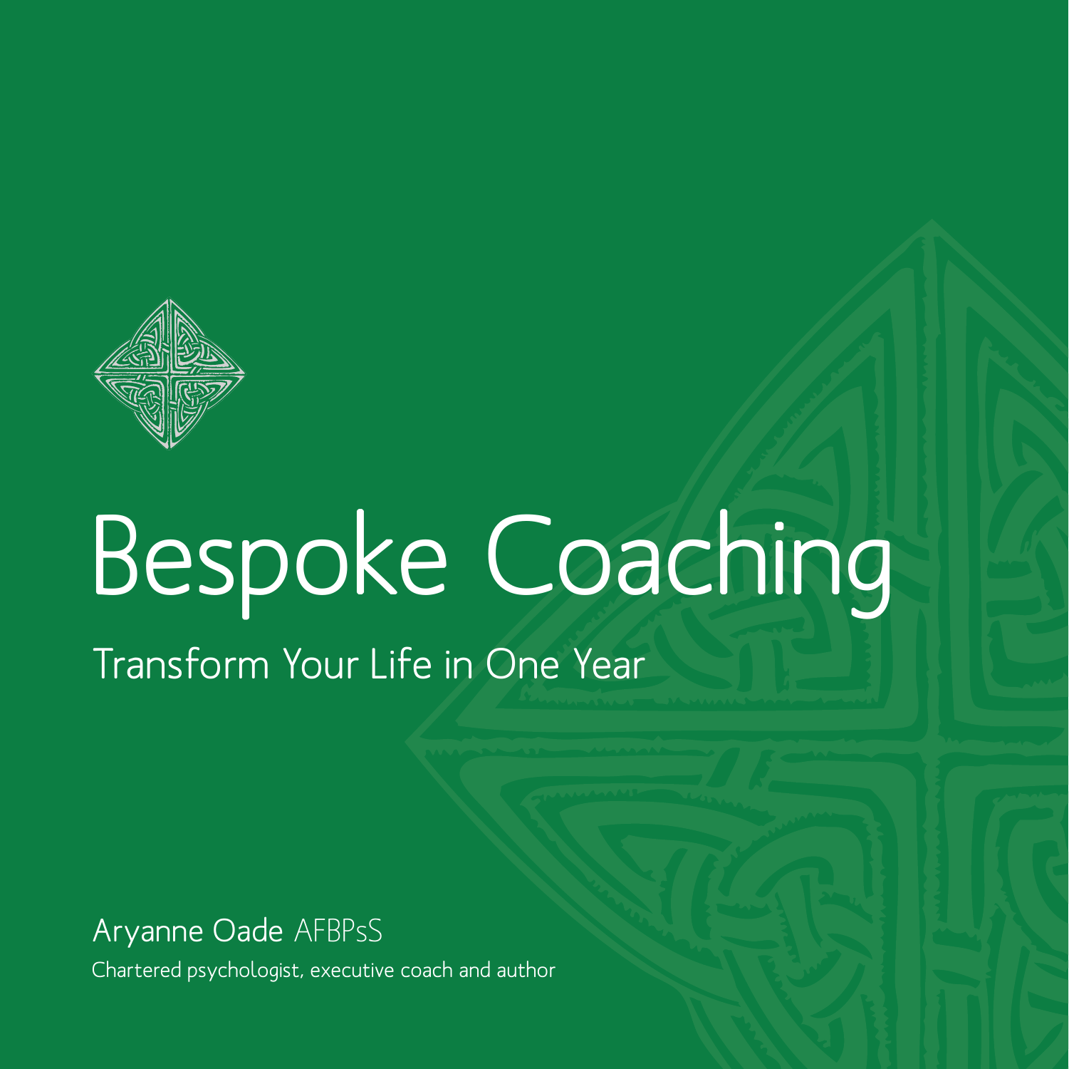# Bespoke Coaching

## Transform Your Life in One Year

Aryanne Oade AFBPsS

Chartered psychologist, executive coach and author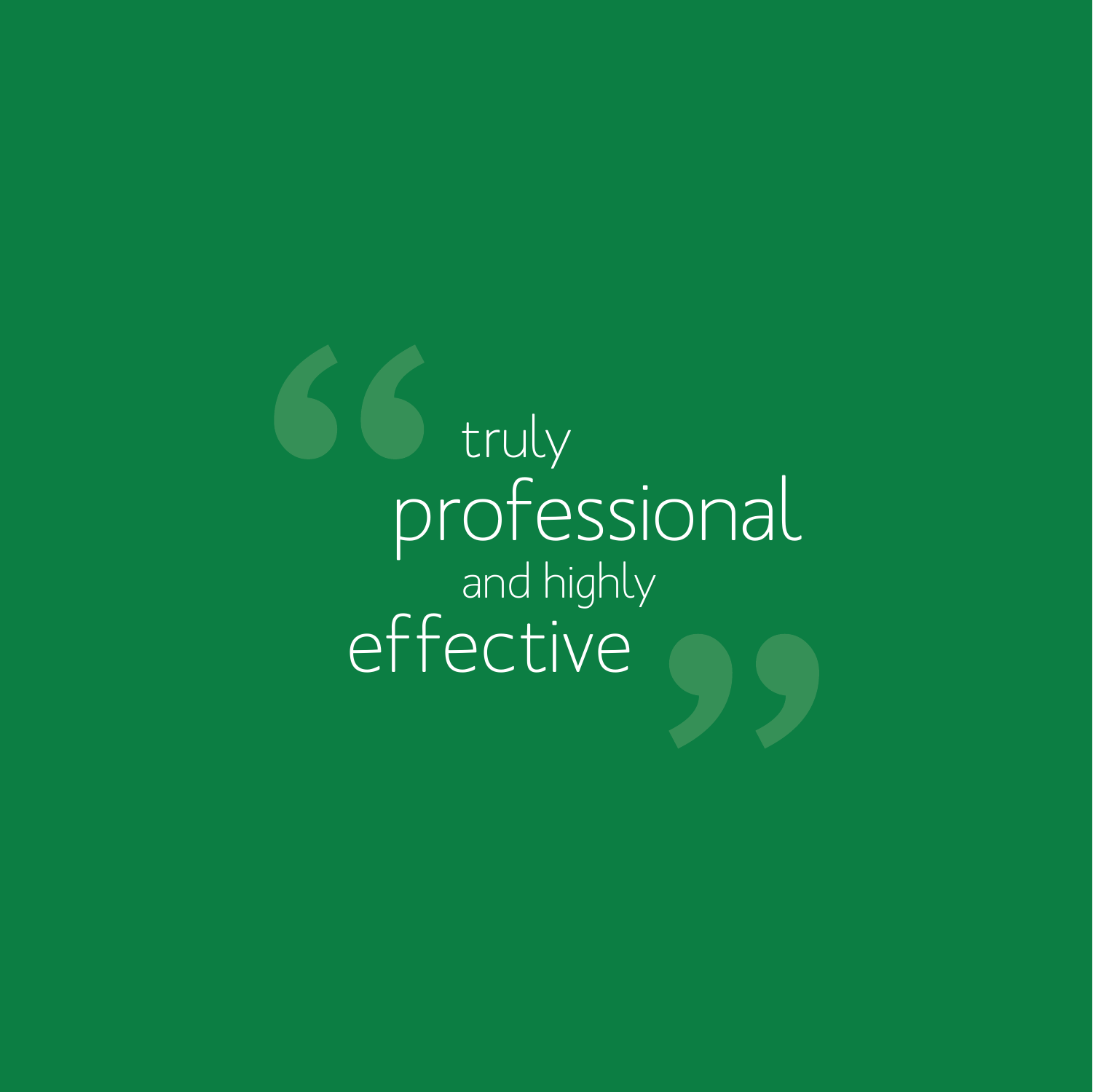“truly professional and highly effective”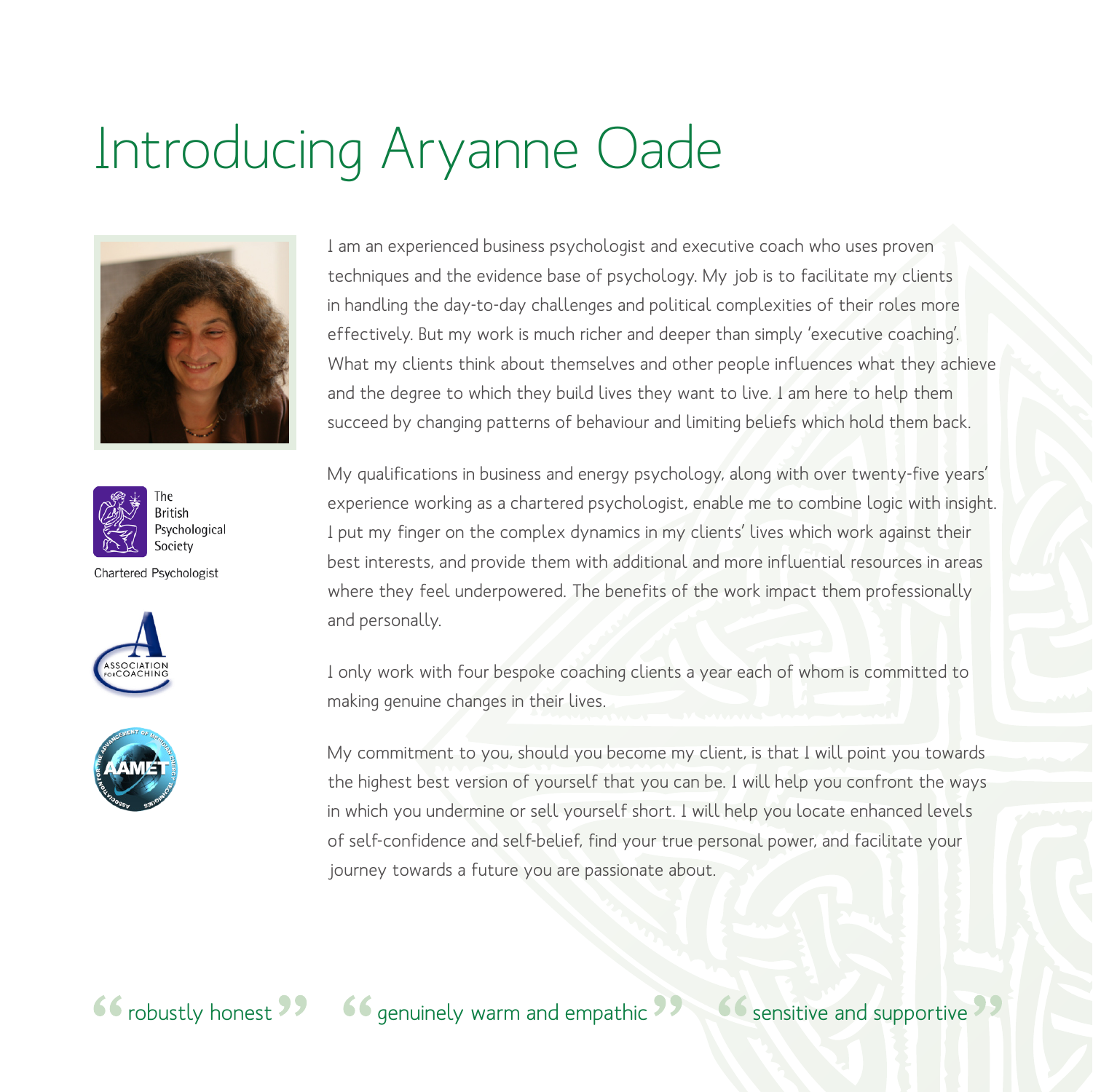# Introducing Aryanne Oade

The British Psychological Society

Chartered Psychologist

I am an experienced business psychologist and executive coach who uses proven techniques and the evidence base of psychology. My job is to facilitate my clients in handling the day-to-day challenges and political complexities of their roles more effectively. But my work is much richer and deeper than simply 'executive coaching'. What my clients think about themselves and other people influences what they achieve and the degree to which they build lives they want to live. I am here to help them succeed by changing patterns of behaviour and limiting beliefs which hold them back.

My qualifications in business and energy psychology, along with over twenty-five years' experience working as a chartered psychologist, enable me to combine logic with insight. I put my finger on the complex dynamics in my clients' lives which work against their best interests, and provide them with additional and more influential resources in areas where they feel underpowered. The benefits of the work impact them professionally and personally.

I only work with four bespoke coaching clients a year each of whom is committed to making genuine changes in their lives.

My commitment to you, should you become my client, is that I will point you towards the highest best version of yourself that you can be. I will help you confront the ways in which you undermine or sell yourself short. I will help you locate enhanced levels of self-confidence and self-belief, find your true personal power, and facilitate your journey towards a future you are passionate about.

"robustly honest" "genuinely warm and empathic" "sensitive and supportive"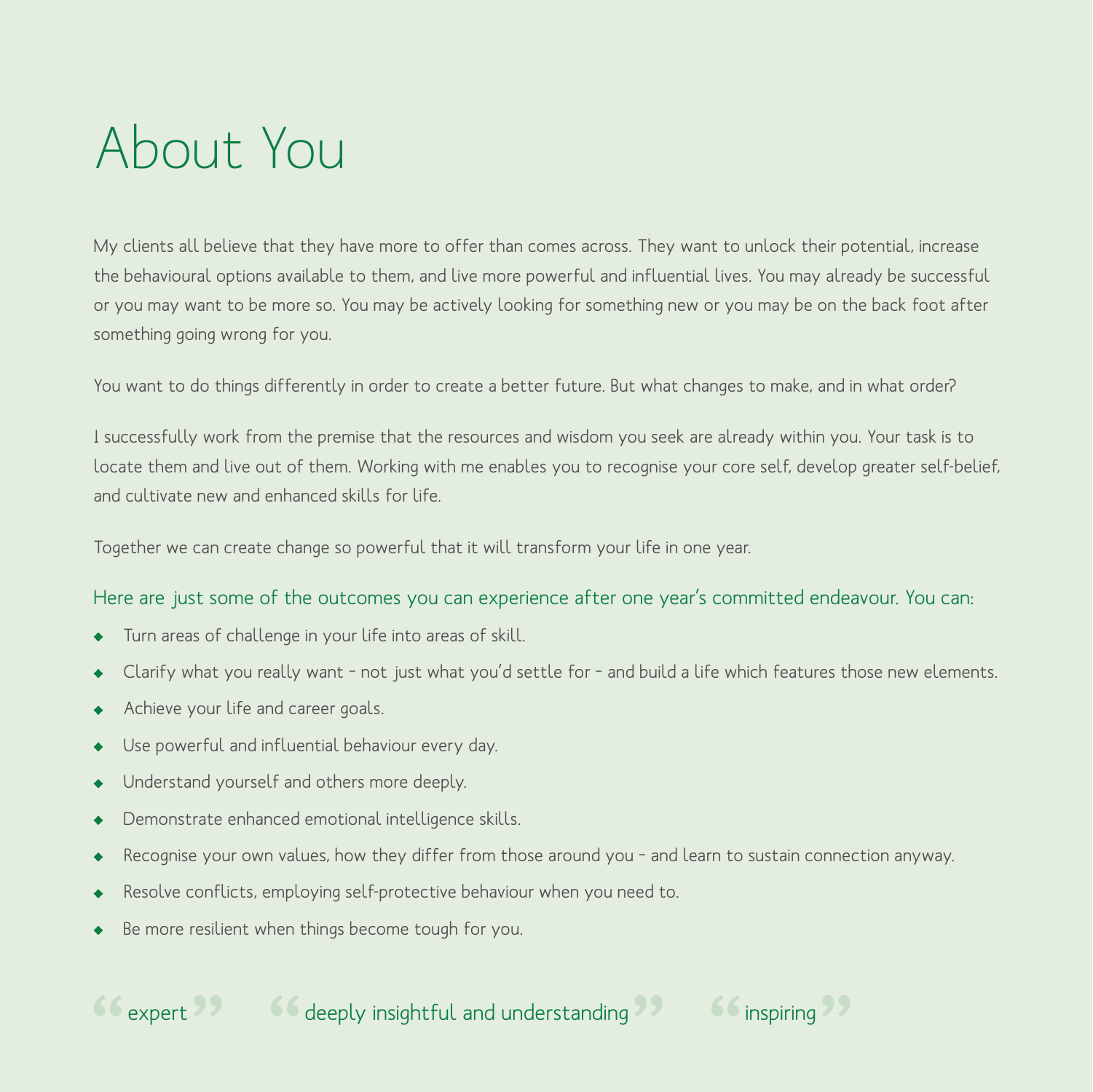# About You

My clients all believe that they have more to offer than comes across. They want to unlock their potential, increase the behavioural options available to them, and live more powerful and influential lives. You may already be successful or you may want to be more so. You may be actively looking for something new or you may be on the back foot after something going wrong for you.

You want to do things differently in order to create a better future. But what changes to make, and in what order?

I successfully work from the premise that the resources and wisdom you seek are already within you. Your task is to locate them and live out of them. Working with me enables you to recognise your core self, develop greater self-belief, and cultivate new and enhanced skills for life.

Together we can create change so powerful that it will transform your life in one year.

Here are just some of the outcomes you can experience after one year's committed endeavour. You can:

- Turn areas of challenge in your life into areas of skill.
- Clarify what you really want – not just what you'd settle for – and build a life which features those new elements.
- Achieve your life and career goals.
- Use powerful and influential behaviour every day.
- Understand yourself and others more deeply.
- Demonstrate enhanced emotional intelligence skills.
- Recognise your own values, how they differ from those around you – and learn to sustain connection anyway.
- Resolve conflicts, employing self-protective behaviour when you need to.
- Be more resilient when things become tough for you.

"expert" "deeply insightful and understanding" "inspiring"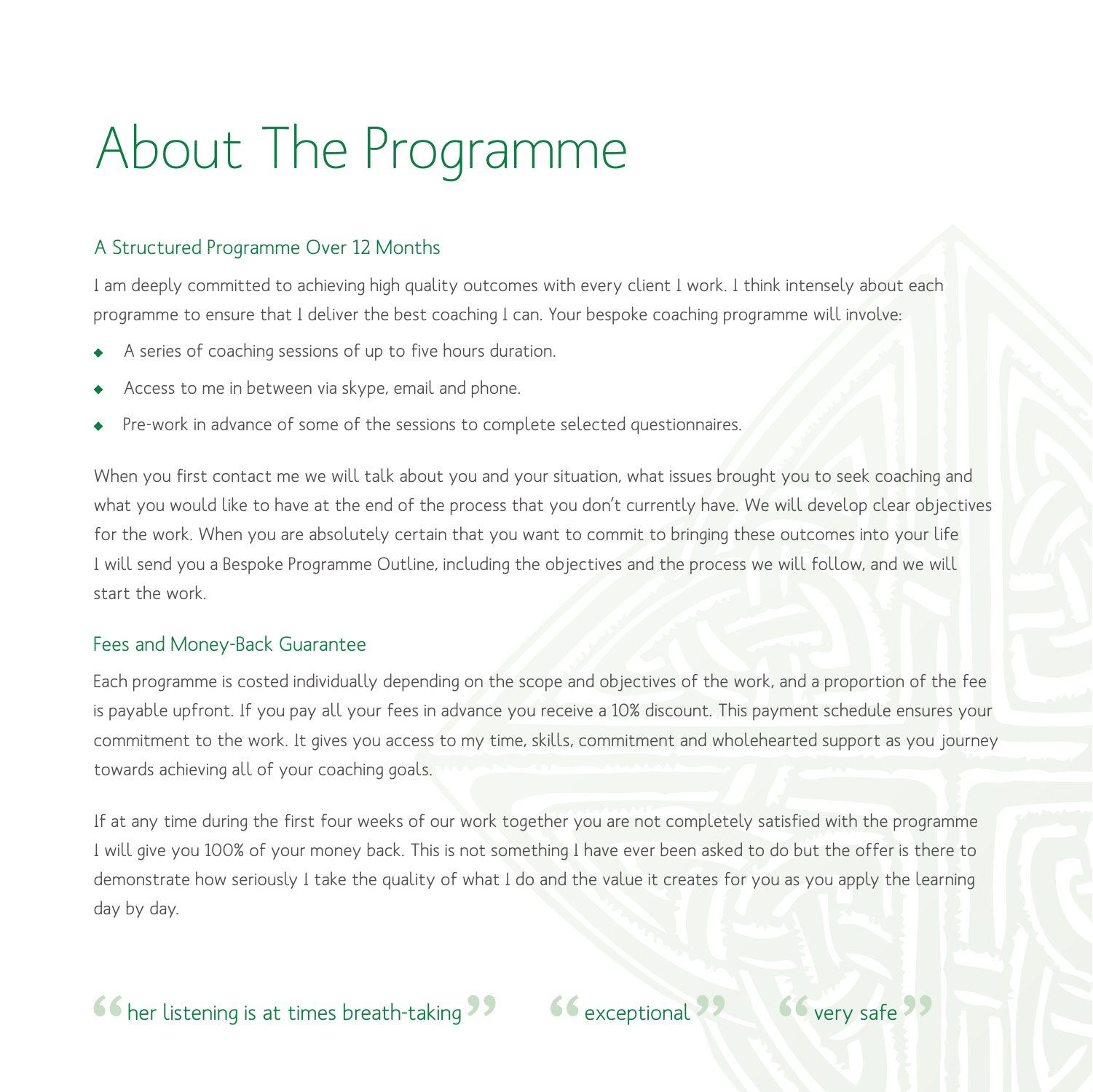# About The Programme

## A Structured Programme Over 12 Months

I am deeply committed to achieving high quality outcomes with every client I work. I think intensely about each programme to ensure that I deliver the best coaching I can. Your bespoke coaching programme will involve:

- A series of coaching sessions of up to five hours duration.
- Access to me in between via skype, email and phone.
- Pre-work in advance of some of the sessions to complete selected questionnaires.

When you first contact me we will talk about you and your situation, what issues brought you to seek coaching and what you would like to have at the end of the process that you don't currently have. We will develop clear objectives for the work. When you are absolutely certain that you want to commit to bringing these outcomes into your life I will send you a Bespoke Programme Outline, including the objectives and the process we will follow, and we will start the work.

## Fees and Money-Back Guarantee

Each programme is costed individually depending on the scope and objectives of the work, and a proportion of the fee is payable upfront. If you pay all your fees in advance you receive a 10% discount. This payment schedule ensures your commitment to the work. It gives you access to my time, skills, commitment and wholehearted support as you journey towards achieving all of your coaching goals.

If at any time during the first four weeks of our work together you are not completely satisfied with the programme I will give you 100% of your money back. This is not something I have ever been asked to do but the offer is there to demonstrate how seriously I take the quality of what I do and the value it creates for you as you apply the learning day by day.

"her listening is at times breath-taking" "exceptional" "very safe"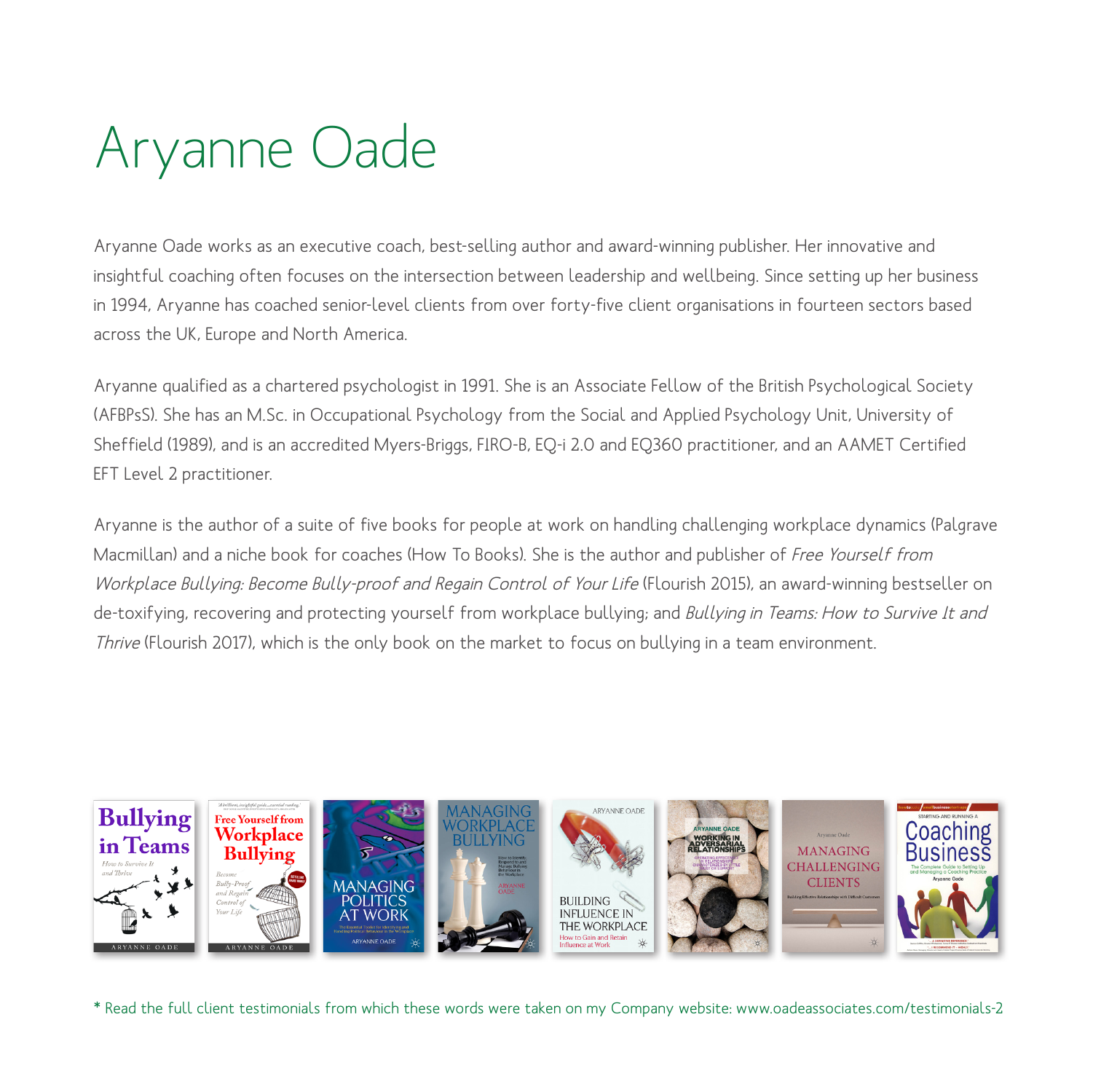# Aryanne Oade

Aryanne Oade works as an executive coach, best-selling author and award-winning publisher. Her innovative and insightful coaching often focuses on the intersection between leadership and wellbeing. Since setting up her business in 1994, Aryanne has coached senior-level clients from over forty-five client organisations in fourteen sectors based across the UK, Europe and North America.

Aryanne qualified as a chartered psychologist in 1991. She is an Associate Fellow of the British Psychological Society (AFBPsS). She has an M.Sc. in Occupational Psychology from the Social and Applied Psychology Unit, University of Sheffield (1989), and is an accredited Myers-Briggs, FIRO-B, EQ-i 2.0 and EQ360 practitioner, and an AAMET Certified EFT Level 2 practitioner.

Aryanne is the author of a suite of five books for people at work on handling challenging workplace dynamics (Palgrave Macmillan) and a niche book for coaches (How To Books). She is the author and publisher of *Free Yourself from Workplace Bullying: Become Bully-proof and Regain Control of Your Life* (Flourish 2015), an award-winning bestseller on de-toxifying, recovering and protecting yourself from workplace bullying; and *Bullying in Teams: How to Survive It and Thrive* (Flourish 2017), which is the only book on the market to focus on bullying in a team environment.

* Read the full client testimonials from which these words were taken on my Company website: www.oadeassociates.com/testimonials-2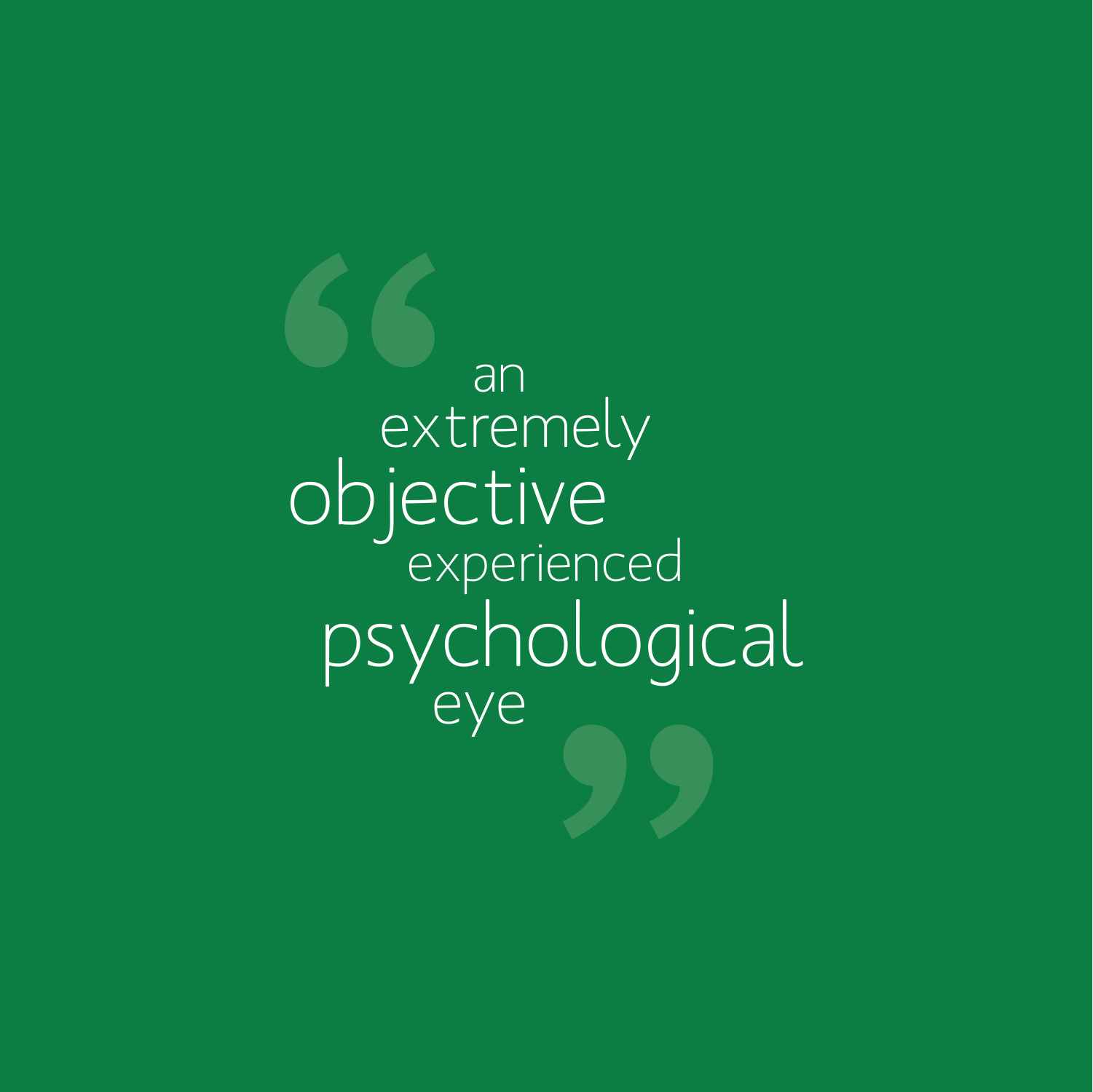> an extremely objective experienced psychological eye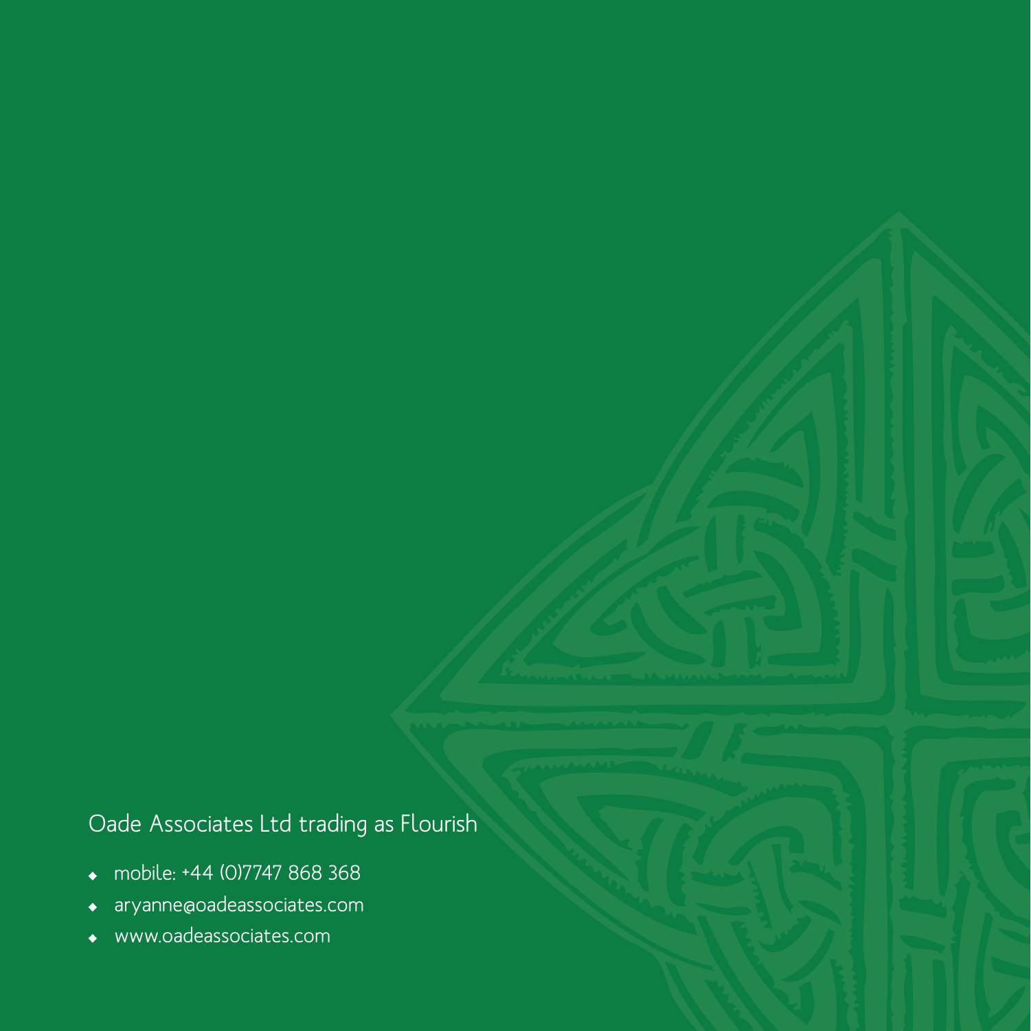Oade Associates Ltd trading as Flourish

- mobile: +44 (0)7747 868 368
- aryanne@oadeassociates.com
- www.oadeassociates.com